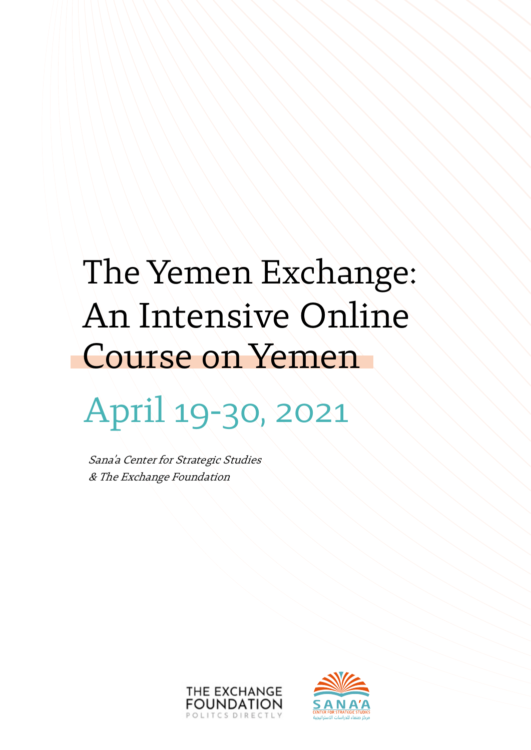# The Yemen Exchange: An Intensive Online Course on Yemen

## April 19-30, 2021

*Sana'a Center for Strategic Studies*
*& The Exchange Foundation*

THE EXCHANGE FOUNDATION
POLITCS DIRECTLY

SANA'A
CENTER FOR STRATEGIC STUDIES
مركز صنعاء للدراسات الاستراتيجية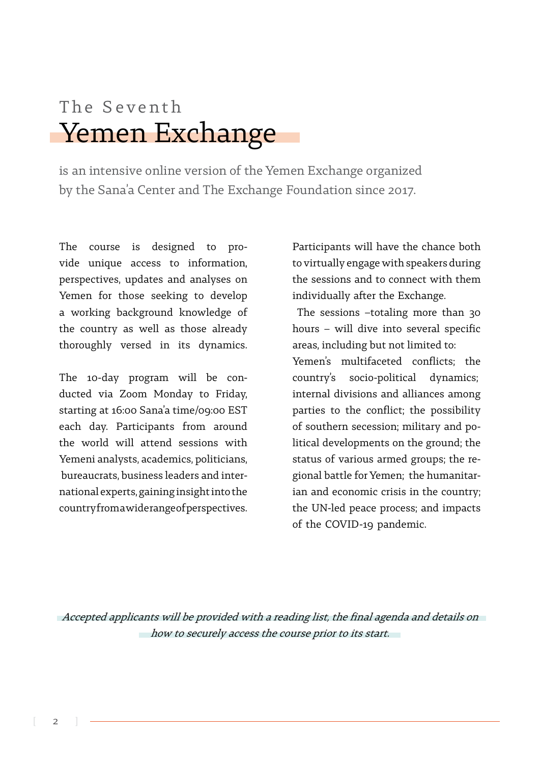# The Seventh Yemen Exchange

is an intensive online version of the Yemen Exchange organized by the Sana'a Center and The Exchange Foundation since 2017.

The course is designed to provide unique access to information, perspectives, updates and analyses on Yemen for those seeking to develop a working background knowledge of the country as well as those already thoroughly versed in its dynamics.

The 10-day program will be conducted via Zoom Monday to Friday, starting at 16:00 Sana'a time/09:00 EST each day. Participants from around the world will attend sessions with Yemeni analysts, academics, politicians, bureaucrats, business leaders and international experts, gaining insight into the country from a wide range of perspectives.

Participants will have the chance both to virtually engage with speakers during the sessions and to connect with them individually after the Exchange.

The sessions –totaling more than 30 hours – will dive into several specific areas, including but not limited to: Yemen's multifaceted conflicts; the country's socio-political dynamics; internal divisions and alliances among parties to the conflict; the possibility of southern secession; military and political developments on the ground; the status of various armed groups; the regional battle for Yemen; the humanitarian and economic crisis in the country; the UN-led peace process; and impacts of the COVID-19 pandemic.

*Accepted applicants will be provided with a reading list, the final agenda and details on how to securely access the course prior to its start.*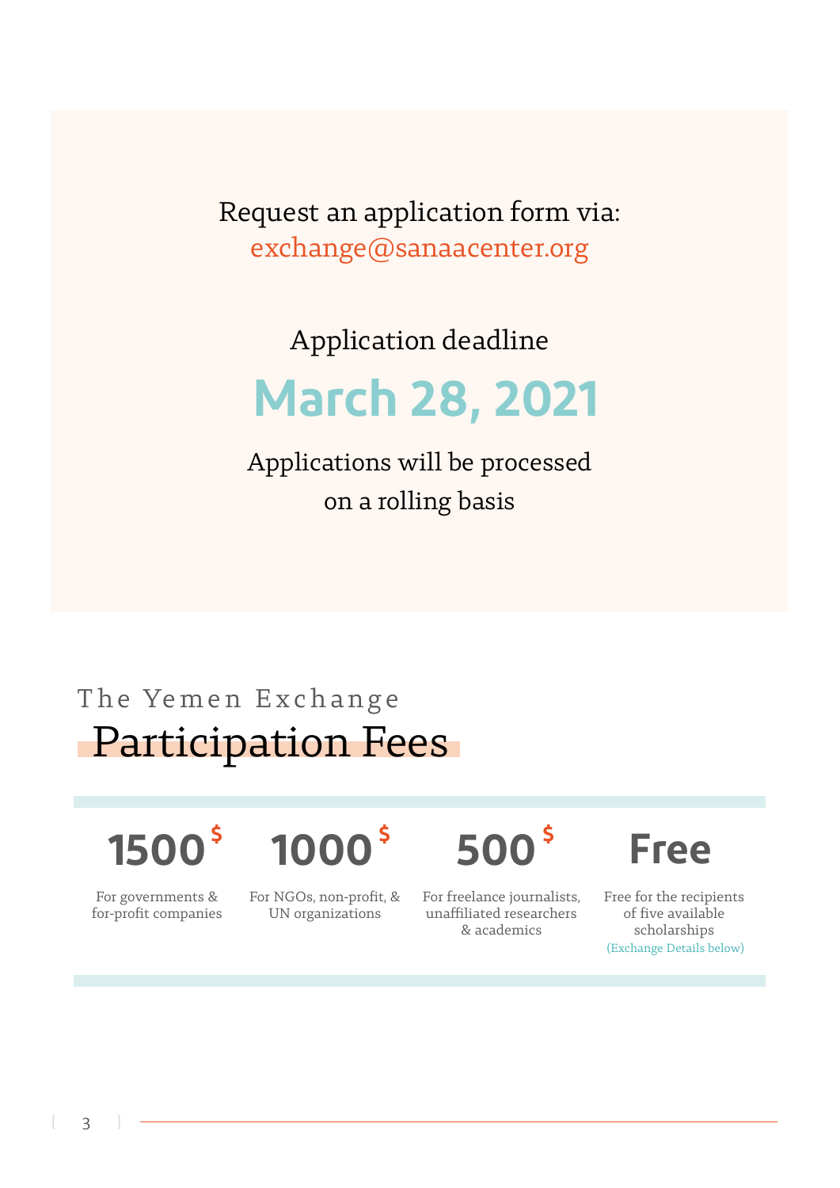Request an application form via:
exchange@sanaacenter.org

Application deadline

# March 28, 2021

Applications will be processed
on a rolling basis

The Yemen Exchange

## Participation Fees

| 1500 $ | 1000 $ | 500 $ | Free |
|---|---|---|---|
| For governments & for-profit companies | For NGOs, non-profit, & UN organizations | For freelance journalists, unaffiliated researchers & academics | Free for the recipients of five available scholarships (Exchange Details below) |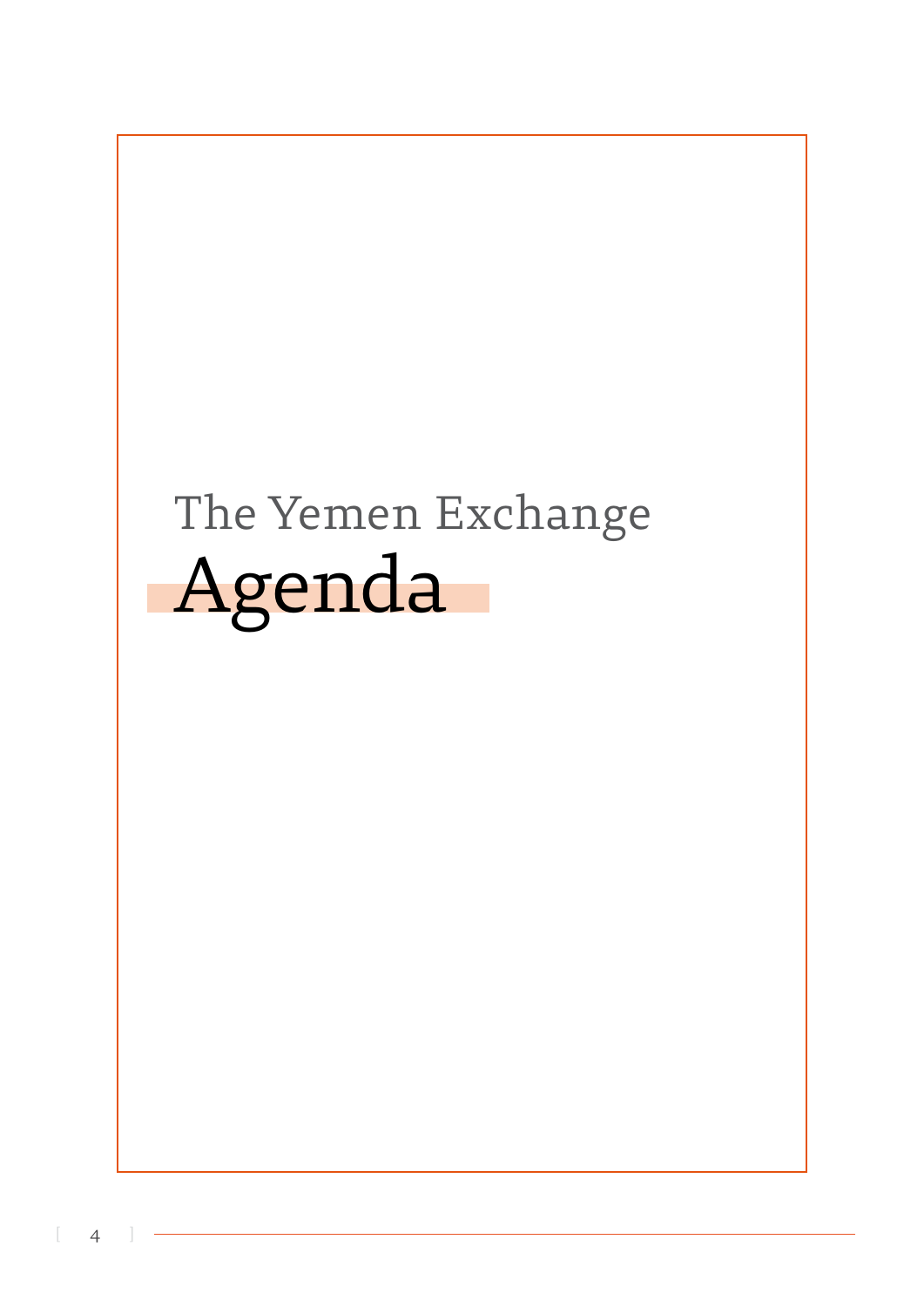The Yemen Exchange

# Agenda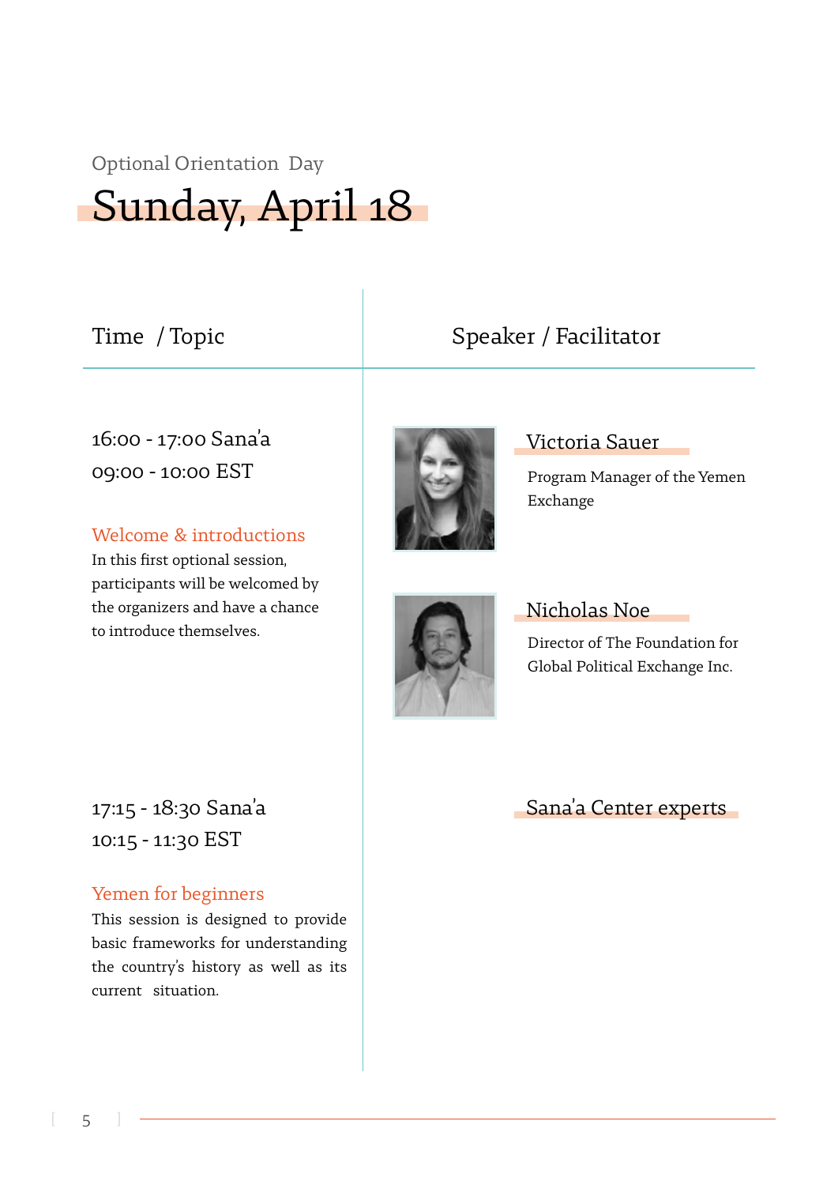Optional Orientation Day

# Sunday, April 18

| Time / Topic | Speaker / Facilitator |
| --- | --- |
| 16:00 - 17:00 Sana'a<br>09:00 - 10:00 EST<br><br>**Welcome & introductions**<br>In this first optional session, participants will be welcomed by the organizers and have a chance to introduce themselves. | **Victoria Sauer**<br>Program Manager of the Yemen Exchange<br><br>**Nicholas Noe**<br>Director of The Foundation for Global Political Exchange Inc. |
| 17:15 - 18:30 Sana'a<br>10:15 - 11:30 EST<br><br>**Yemen for beginners**<br>This session is designed to provide basic frameworks for understanding the country's history as well as its current situation. | **Sana'a Center experts** |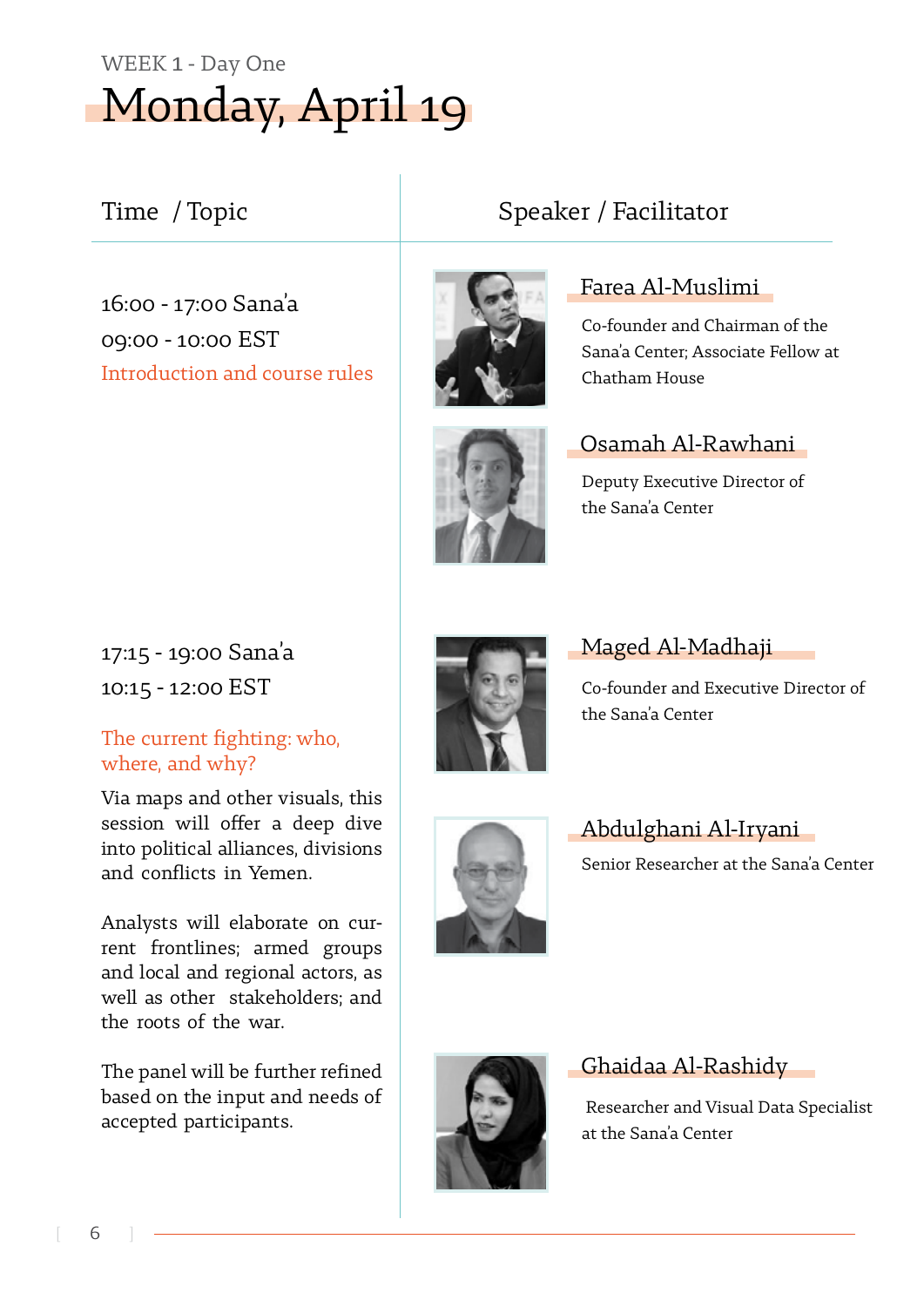WEEK 1 - Day One

# Monday, April 19

| Time / Topic | Speaker / Facilitator |
|---|---|
| 16:00 - 17:00 Sana'a<br>09:00 - 10:00 EST<br>Introduction and course rules | **Farea Al-Muslimi**<br>Co-founder and Chairman of the Sana'a Center; Associate Fellow at Chatham House<br><br>**Osamah Al-Rawhani**<br>Deputy Executive Director of the Sana'a Center |
| 17:15 - 19:00 Sana'a<br>10:15 - 12:00 EST<br>The current fighting: who, where, and why?<br><br>Via maps and other visuals, this session will offer a deep dive into political alliances, divisions and conflicts in Yemen.<br><br>Analysts will elaborate on current frontlines; armed groups and local and regional actors, as well as other stakeholders; and the roots of the war.<br><br>The panel will be further refined based on the input and needs of accepted participants. | **Maged Al-Madhaji**<br>Co-founder and Executive Director of the Sana'a Center<br><br>**Abdulghani Al-Iryani**<br>Senior Researcher at the Sana'a Center<br><br>**Ghaidaa Al-Rashidy**<br>Researcher and Visual Data Specialist at the Sana'a Center |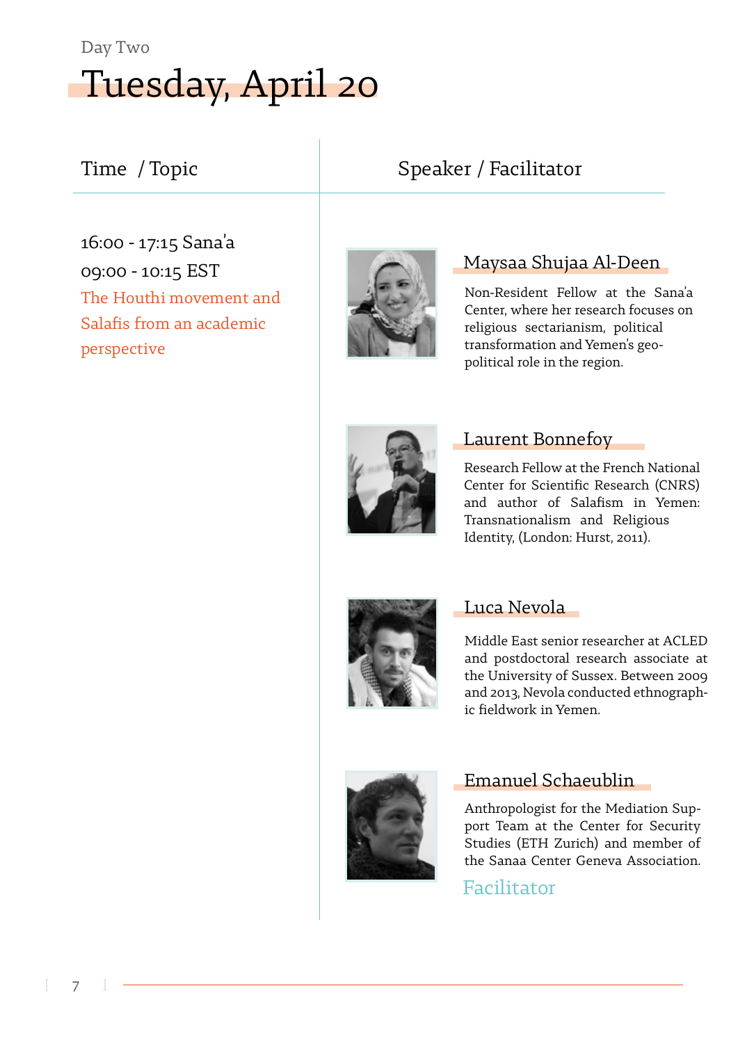Day Two

# Tuesday, April 20

| Time / Topic | Speaker / Facilitator |
|---|---|
| 16:00 - 17:15 Sana'a<br>09:00 - 10:15 EST<br>The Houthi movement and Salafis from an academic perspective | **Maysaa Shujaa Al-Deen**<br>Non-Resident Fellow at the Sana'a Center, where her research focuses on religious sectarianism, political transformation and Yemen's geopolitical role in the region. |
| | **Laurent Bonnefoy**<br>Research Fellow at the French National Center for Scientific Research (CNRS) and author of Salafism in Yemen: Transnationalism and Religious Identity, (London: Hurst, 2011). |
| | **Luca Nevola**<br>Middle East senior researcher at ACLED and postdoctoral research associate at the University of Sussex. Between 2009 and 2013, Nevola conducted ethnographic fieldwork in Yemen. |
| | **Emanuel Schaeublin**<br>Anthropologist for the Mediation Support Team at the Center for Security Studies (ETH Zurich) and member of the Sanaa Center Geneva Association.<br>Facilitator |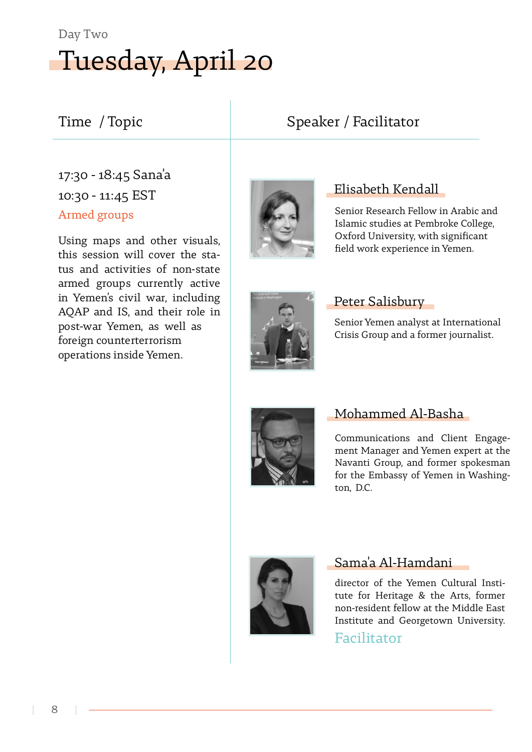Day Two

# Tuesday, April 20

| Time / Topic | Speaker / Facilitator |
|---|---|
| 17:30 - 18:45 Sana'a<br>10:30 - 11:45 EST<br>Armed groups<br><br>Using maps and other visuals, this session will cover the status and activities of non-state armed groups currently active in Yemen's civil war, including AQAP and IS, and their role in post-war Yemen, as well as foreign counterterrorism operations inside Yemen. | **Elisabeth Kendall**<br>Senior Research Fellow in Arabic and Islamic studies at Pembroke College, Oxford University, with significant field work experience in Yemen.<br><br>**Peter Salisbury**<br>Senior Yemen analyst at International Crisis Group and a former journalist.<br><br>**Mohammed Al-Basha**<br>Communications and Client Engagement Manager and Yemen expert at the Navanti Group, and former spokesman for the Embassy of Yemen in Washington, D.C.<br><br>**Sama'a Al-Hamdani**<br>director of the Yemen Cultural Institute for Heritage & the Arts, former non-resident fellow at the Middle East Institute and Georgetown University.<br>Facilitator |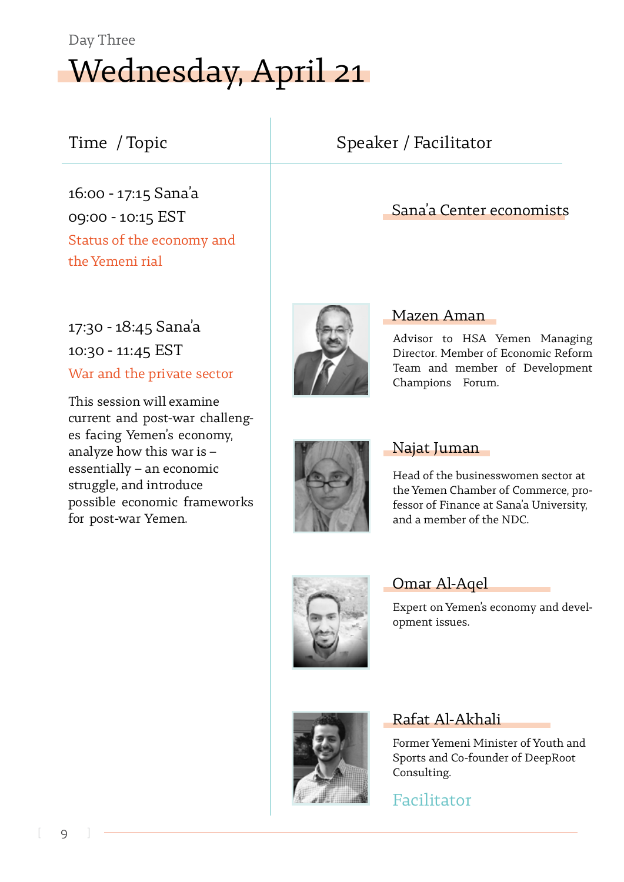Day Three

# Wednesday, April 21

| Time / Topic | Speaker / Facilitator |
|---|---|
| 16:00 - 17:15 Sana'a<br>09:00 - 10:15 EST<br>Status of the economy and the Yemeni rial | Sana'a Center economists |
| 17:30 - 18:45 Sana'a<br>10:30 - 11:45 EST<br>War and the private sector<br><br>This session will examine current and post-war challenges facing Yemen's economy, analyze how this war is – essentially – an economic struggle, and introduce possible economic frameworks for post-war Yemen. | **Mazen Aman**<br>Advisor to HSA Yemen Managing Director. Member of Economic Reform Team and member of Development Champions Forum.<br><br>**Najat Juman**<br>Head of the businesswomen sector at the Yemen Chamber of Commerce, professor of Finance at Sana'a University, and a member of the NDC.<br><br>**Omar Al-Aqel**<br>Expert on Yemen's economy and development issues.<br><br>**Rafat Al-Akhali**<br>Former Yemeni Minister of Youth and Sports and Co-founder of DeepRoot Consulting.<br>Facilitator |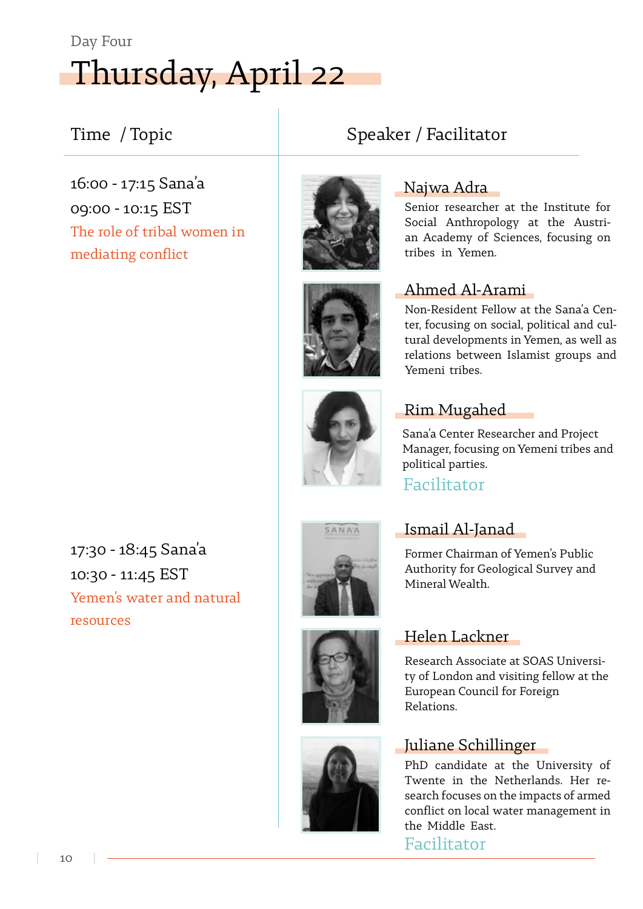Day Four

# Thursday, April 22

| Time / Topic | Speaker / Facilitator |
|---|---|
| 16:00 - 17:15 Sana'a<br>09:00 - 10:15 EST<br>The role of tribal women in mediating conflict | **Najwa Adra**<br>Senior researcher at the Institute for Social Anthropology at the Austrian Academy of Sciences, focusing on tribes in Yemen.<br><br>**Ahmed Al-Arami**<br>Non-Resident Fellow at the Sana'a Center, focusing on social, political and cultural developments in Yemen, as well as relations between Islamist groups and Yemeni tribes.<br><br>**Rim Mugahed**<br>Sana'a Center Researcher and Project Manager, focusing on Yemeni tribes and political parties.<br>Facilitator |
| 17:30 - 18:45 Sana'a<br>10:30 - 11:45 EST<br>Yemen's water and natural resources | **Ismail Al-Janad**<br>Former Chairman of Yemen's Public Authority for Geological Survey and Mineral Wealth.<br><br>**Helen Lackner**<br>Research Associate at SOAS University of London and visiting fellow at the European Council for Foreign Relations.<br><br>**Juliane Schillinger**<br>PhD candidate at the University of Twente in the Netherlands. Her research focuses on the impacts of armed conflict on local water management in the Middle East.<br>Facilitator |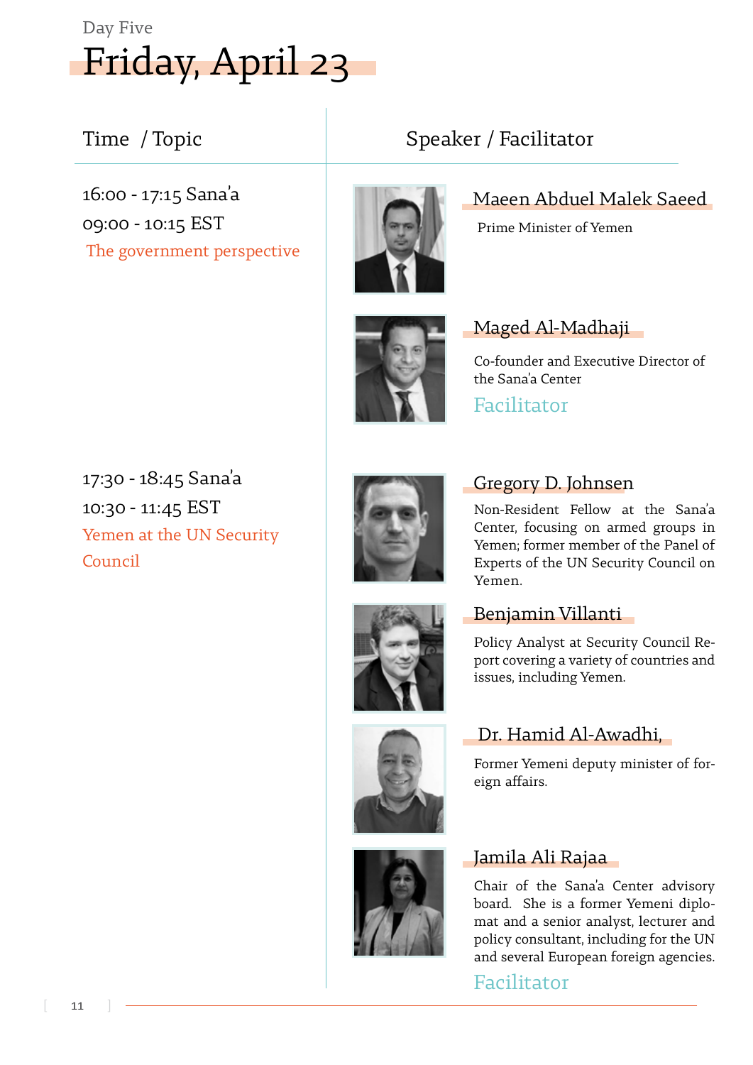Day Five

# Friday, April 23

| Time / Topic | Speaker / Facilitator |
| --- | --- |
| 16:00 - 17:15 Sana'a<br>09:00 - 10:15 EST<br>The government perspective | **Maeen Abduel Malek Saeed**<br>Prime Minister of Yemen<br><br>**Maged Al-Madhaji**<br>Co-founder and Executive Director of the Sana'a Center<br>Facilitator |
| 17:30 - 18:45 Sana'a<br>10:30 - 11:45 EST<br>Yemen at the UN Security Council | **Gregory D. Johnsen**<br>Non-Resident Fellow at the Sana'a Center, focusing on armed groups in Yemen; former member of the Panel of Experts of the UN Security Council on Yemen.<br><br>**Benjamin Villanti**<br>Policy Analyst at Security Council Report covering a variety of countries and issues, including Yemen.<br><br>**Dr. Hamid Al-Awadhi,**<br>Former Yemeni deputy minister of foreign affairs.<br><br>**Jamila Ali Rajaa**<br>Chair of the Sana'a Center advisory board. She is a former Yemeni diplomat and a senior analyst, lecturer and policy consultant, including for the UN and several European foreign agencies.<br>Facilitator |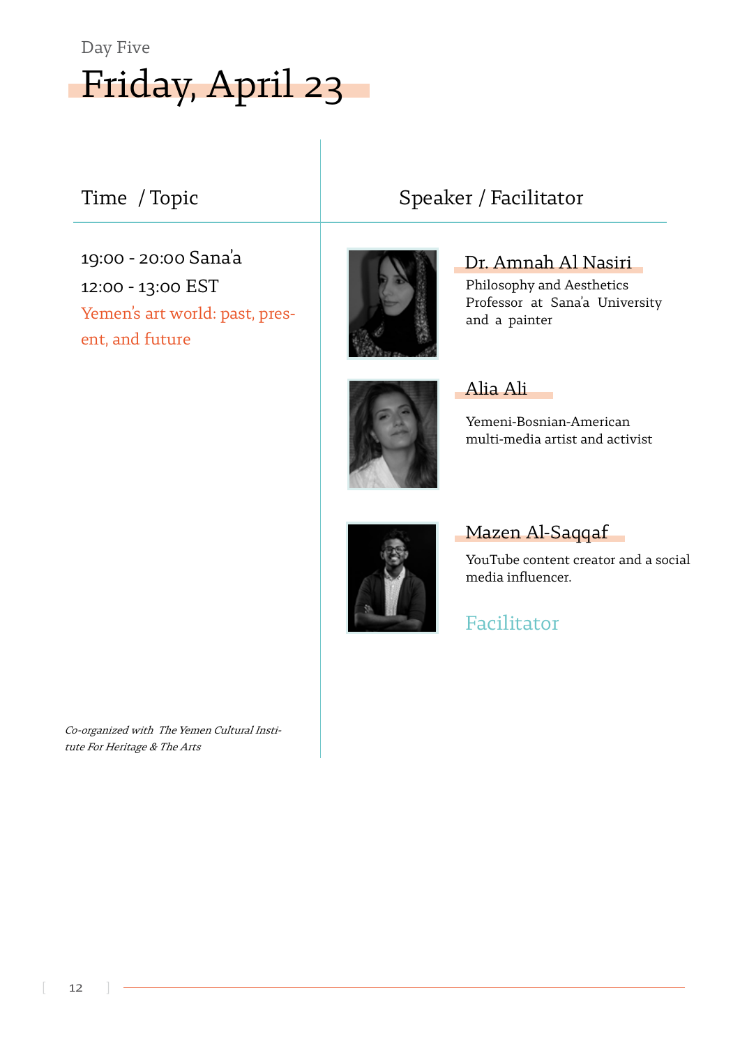Day Five

# Friday, April 23

| Time / Topic | Speaker / Facilitator |
|---|---|
| 19:00 - 20:00 Sana'a<br>12:00 - 13:00 EST<br>Yemen's art world: past, present, and future | **Dr. Amnah Al Nasiri**<br>Philosophy and Aesthetics Professor at Sana'a University and a painter |
| | **Alia Ali**<br>Yemeni-Bosnian-American multi-media artist and activist |
| | **Mazen Al-Saqqaf**<br>YouTube content creator and a social media influencer.<br>Facilitator |

*Co-organized with The Yemen Cultural Institute For Heritage & The Arts*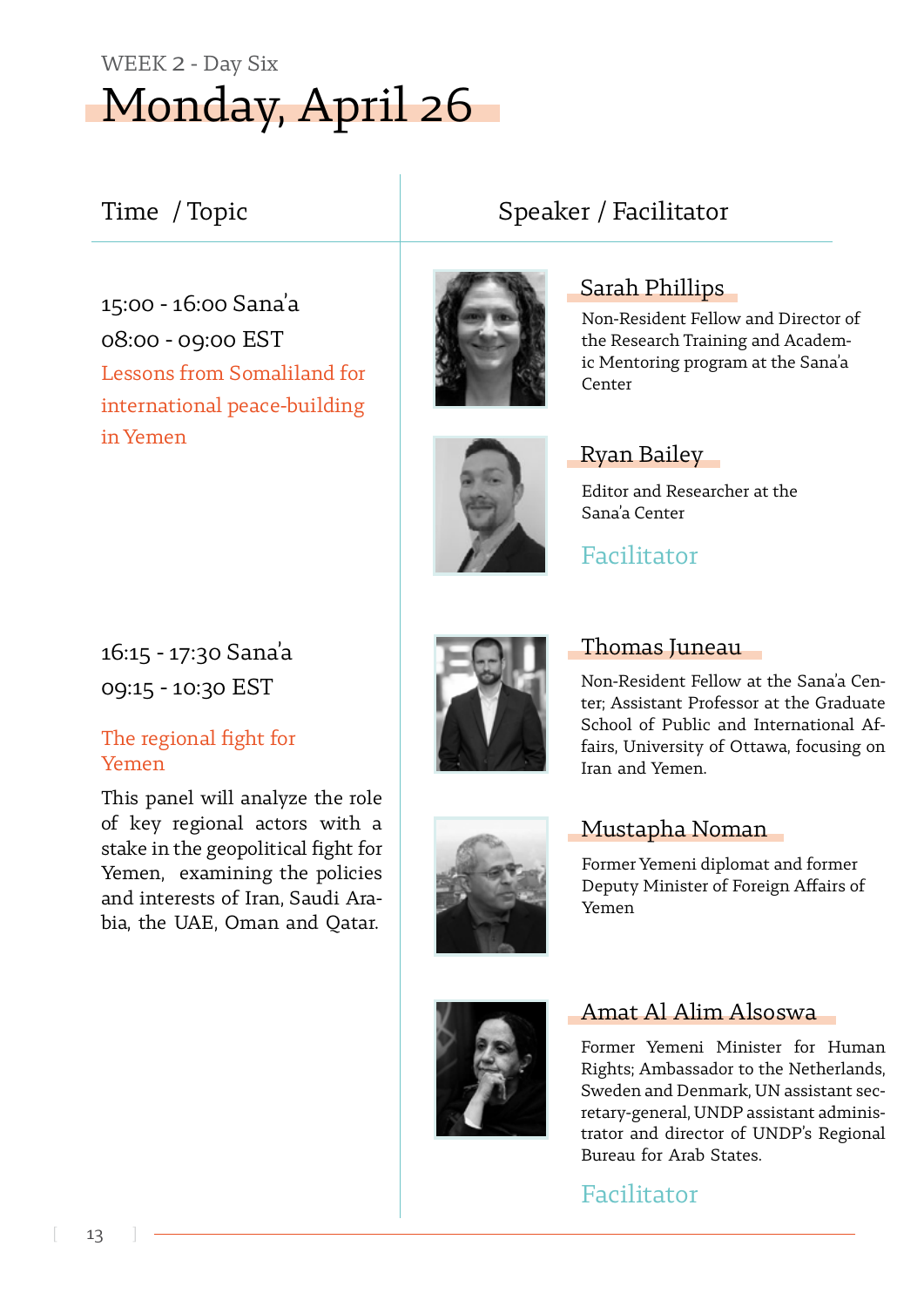WEEK 2 - Day Six

# Monday, April 26

| Time / Topic | Speaker / Facilitator |
|---|---|
| 15:00 - 16:00 Sana'a<br>08:00 - 09:00 EST<br>**Lessons from Somaliland for international peace-building in Yemen** | **Sarah Phillips**<br>Non-Resident Fellow and Director of the Research Training and Academic Mentoring program at the Sana'a Center<br><br>**Ryan Bailey**<br>Editor and Researcher at the Sana'a Center<br>*Facilitator* |
| 16:15 - 17:30 Sana'a<br>09:15 - 10:30 EST<br>**The regional fight for Yemen**<br>This panel will analyze the role of key regional actors with a stake in the geopolitical fight for Yemen, examining the policies and interests of Iran, Saudi Arabia, the UAE, Oman and Qatar. | **Thomas Juneau**<br>Non-Resident Fellow at the Sana'a Center; Assistant Professor at the Graduate School of Public and International Affairs, University of Ottawa, focusing on Iran and Yemen.<br><br>**Mustapha Noman**<br>Former Yemeni diplomat and former Deputy Minister of Foreign Affairs of Yemen<br><br>**Amat Al Alim Alsoswa**<br>Former Yemeni Minister for Human Rights; Ambassador to the Netherlands, Sweden and Denmark, UN assistant secretary-general, UNDP assistant administrator and director of UNDP's Regional Bureau for Arab States.<br>*Facilitator* |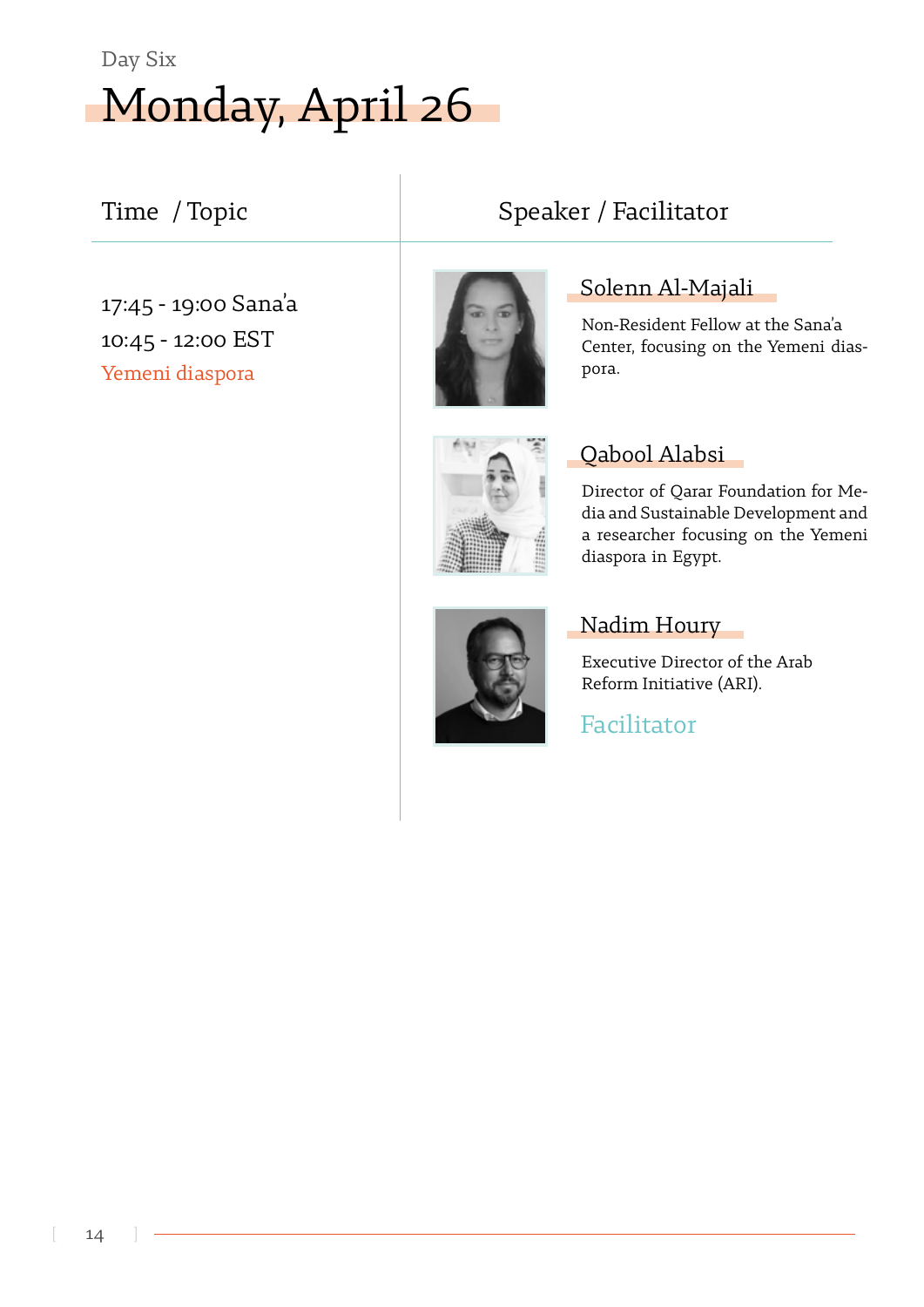Day Six

# Monday, April 26

| Time / Topic | Speaker / Facilitator |
| --- | --- |
| 17:45 - 19:00 Sana'a<br>10:45 - 12:00 EST<br>Yemeni diaspora | **Solenn Al-Majali**<br>Non-Resident Fellow at the Sana'a Center, focusing on the Yemeni diaspora.<br><br>**Qabool Alabsi**<br>Director of Qarar Foundation for Media and Sustainable Development and a researcher focusing on the Yemeni diaspora in Egypt.<br><br>**Nadim Houry**<br>Executive Director of the Arab Reform Initiative (ARI).<br>Facilitator |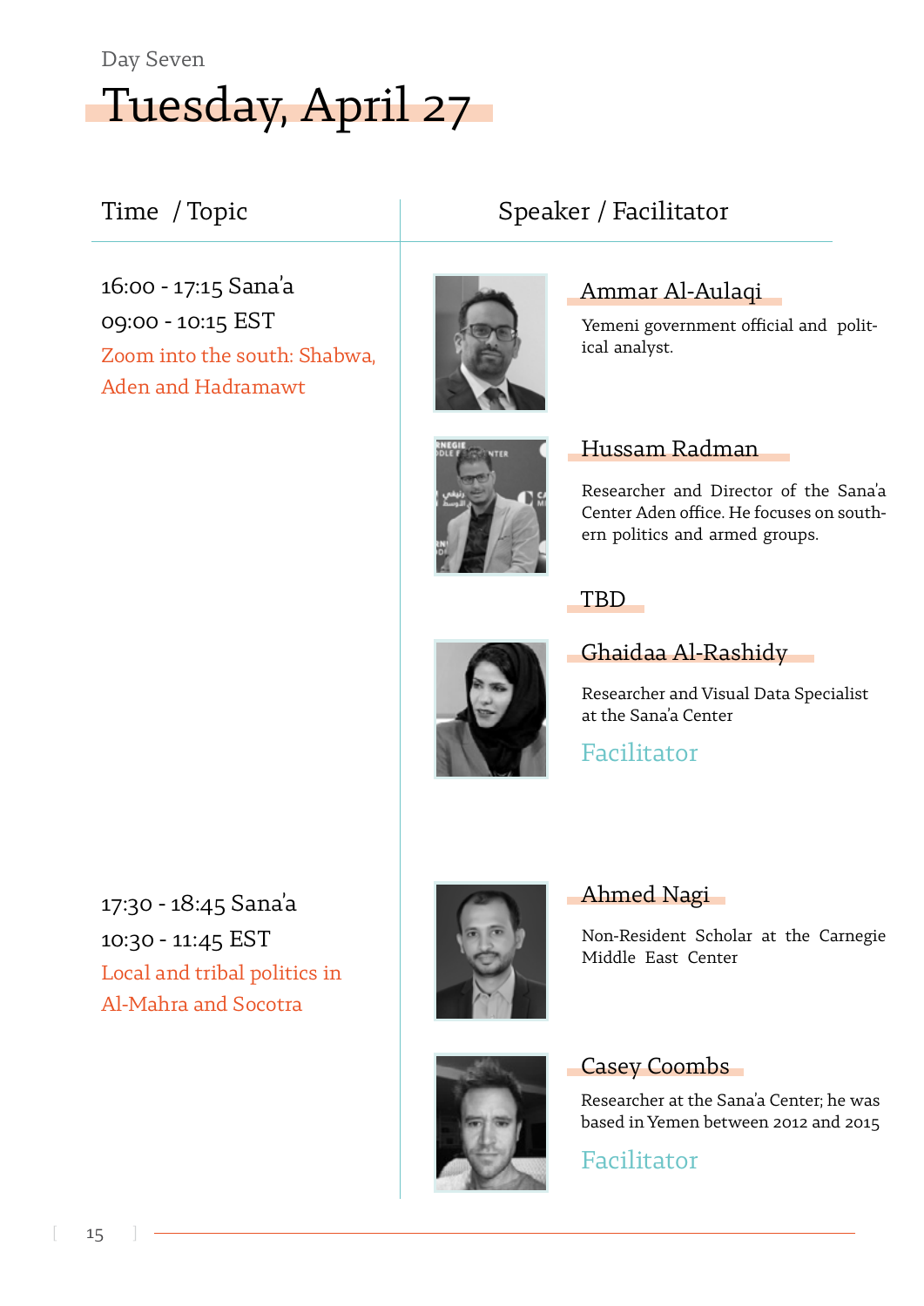Day Seven

# Tuesday, April 27

| Time / Topic | Speaker / Facilitator |
| --- | --- |
| 16:00 - 17:15 Sana'a<br>09:00 - 10:15 EST<br>Zoom into the south: Shabwa, Aden and Hadramawt | **Ammar Al-Aulaqi**<br>Yemeni government official and political analyst.<br><br>**Hussam Radman**<br>Researcher and Director of the Sana'a Center Aden office. He focuses on southern politics and armed groups.<br><br>**TBD**<br><br>**Ghaidaa Al-Rashidy**<br>Researcher and Visual Data Specialist at the Sana'a Center<br>Facilitator |
| 17:30 - 18:45 Sana'a<br>10:30 - 11:45 EST<br>Local and tribal politics in Al-Mahra and Socotra | **Ahmed Nagi**<br>Non-Resident Scholar at the Carnegie Middle East Center<br><br>**Casey Coombs**<br>Researcher at the Sana'a Center; he was based in Yemen between 2012 and 2015<br>Facilitator |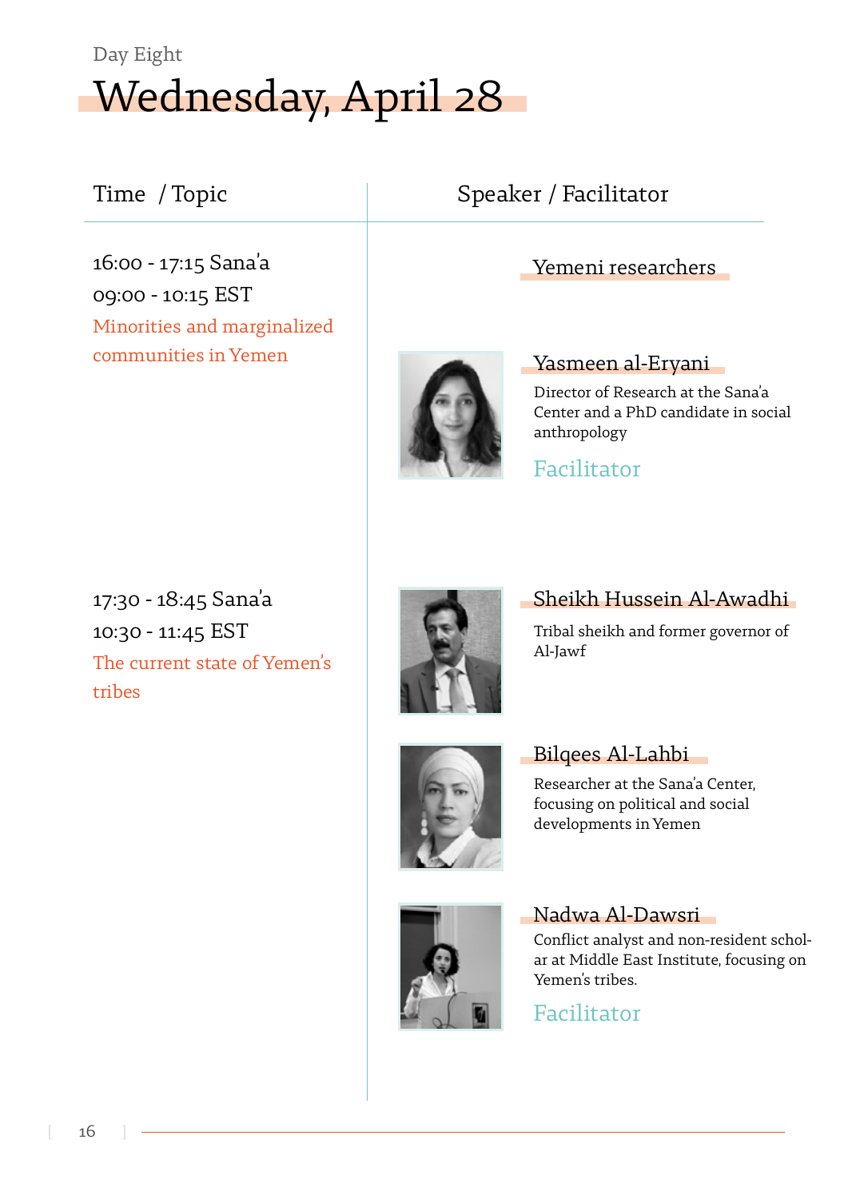Day Eight

# Wednesday, April 28

| Time / Topic | Speaker / Facilitator |
| --- | --- |
| 16:00 - 17:15 Sana'a<br>09:00 - 10:15 EST<br>Minorities and marginalized communities in Yemen | **Yemeni researchers**<br><br>**Yasmeen al-Eryani**<br>Director of Research at the Sana'a Center and a PhD candidate in social anthropology<br>Facilitator |
| 17:30 - 18:45 Sana'a<br>10:30 - 11:45 EST<br>The current state of Yemen's tribes | **Sheikh Hussein Al-Awadhi**<br>Tribal sheikh and former governor of Al-Jawf<br><br>**Bilqees Al-Lahbi**<br>Researcher at the Sana'a Center, focusing on political and social developments in Yemen<br><br>**Nadwa Al-Dawsri**<br>Conflict analyst and non-resident scholar at Middle East Institute, focusing on Yemen's tribes.<br>Facilitator |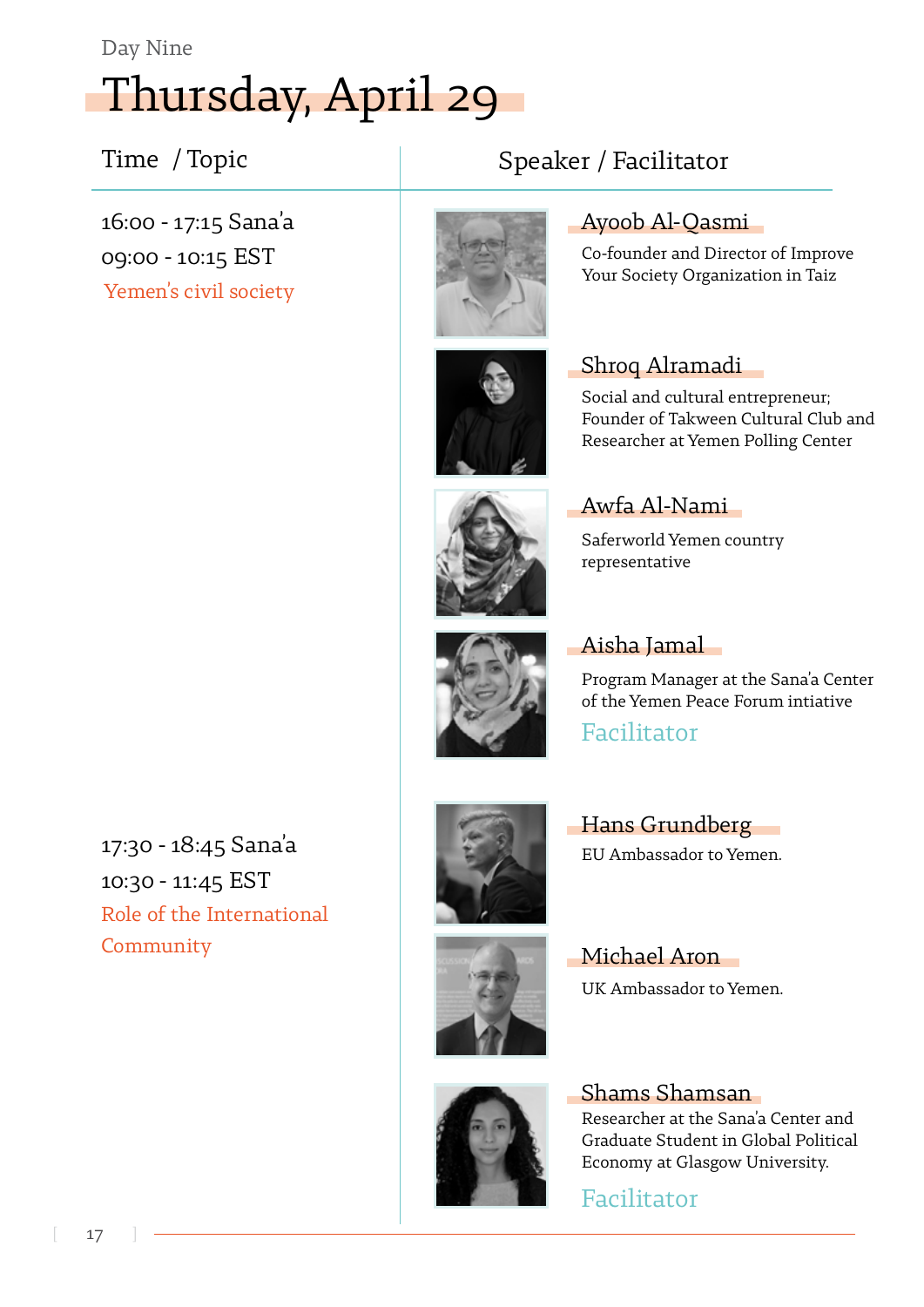Day Nine

# Thursday, April 29

| Time / Topic | Speaker / Facilitator |
| --- | --- |
| 16:00 - 17:15 Sana'a<br>09:00 - 10:15 EST<br>Yemen's civil society | **Ayoob Al-Qasmi**<br>Co-founder and Director of Improve Your Society Organization in Taiz |
| | **Shroq Alramadi**<br>Social and cultural entrepreneur; Founder of Takween Cultural Club and Researcher at Yemen Polling Center |
| | **Awfa Al-Nami**<br>Saferworld Yemen country representative |
| | **Aisha Jamal**<br>Program Manager at the Sana'a Center of the Yemen Peace Forum intiative<br>Facilitator |
| 17:30 - 18:45 Sana'a<br>10:30 - 11:45 EST<br>Role of the International Community | **Hans Grundberg**<br>EU Ambassador to Yemen. |
| | **Michael Aron**<br>UK Ambassador to Yemen. |
| | **Shams Shamsan**<br>Researcher at the Sana'a Center and Graduate Student in Global Political Economy at Glasgow University.<br>Facilitator |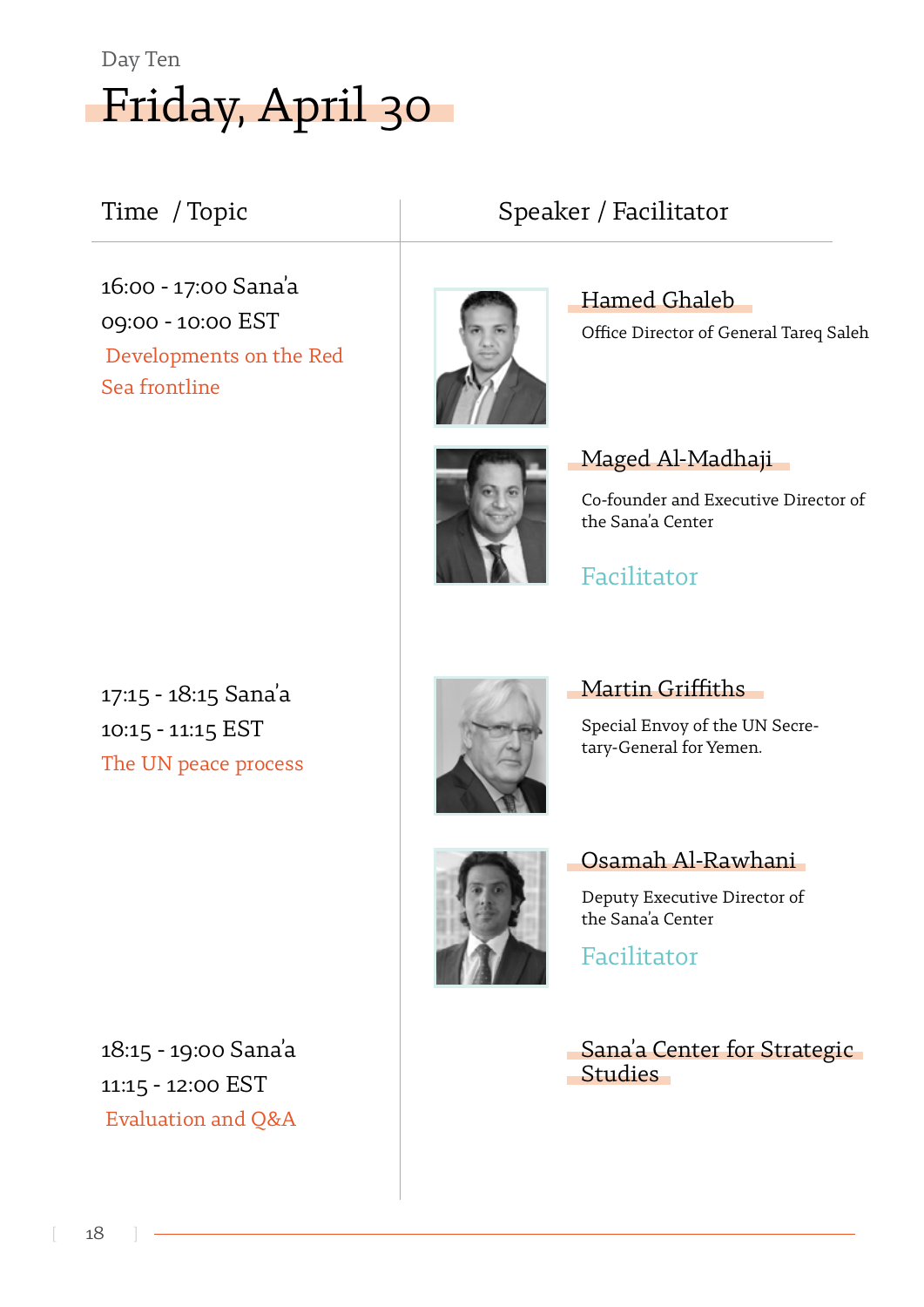Day Ten

# Friday, April 30

| Time / Topic | Speaker / Facilitator |
|---|---|
| 16:00 - 17:00 Sana'a<br>09:00 - 10:00 EST<br>Developments on the Red Sea frontline | **Hamed Ghaleb**<br>Office Director of General Tareq Saleh<br><br>**Maged Al-Madhaji**<br>Co-founder and Executive Director of the Sana'a Center<br>Facilitator |
| 17:15 - 18:15 Sana'a<br>10:15 - 11:15 EST<br>The UN peace process | **Martin Griffiths**<br>Special Envoy of the UN Secretary-General for Yemen.<br><br>**Osamah Al-Rawhani**<br>Deputy Executive Director of the Sana'a Center<br>Facilitator |
| 18:15 - 19:00 Sana'a<br>11:15 - 12:00 EST<br>Evaluation and Q&A | **Sana'a Center for Strategic Studies** |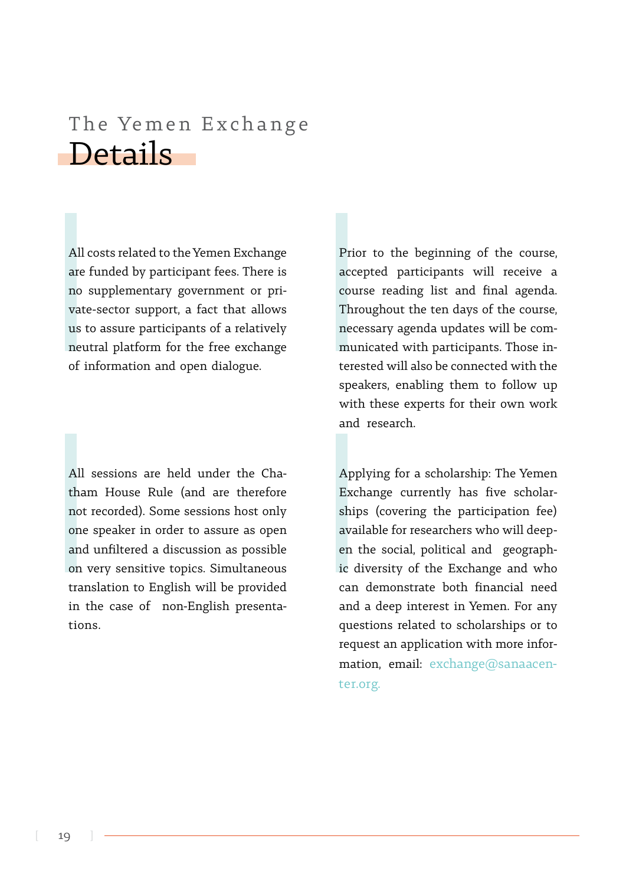The Yemen Exchange

# Details

All costs related to the Yemen Exchange are funded by participant fees. There is no supplementary government or private-sector support, a fact that allows us to assure participants of a relatively neutral platform for the free exchange of information and open dialogue.

All sessions are held under the Chatham House Rule (and are therefore not recorded). Some sessions host only one speaker in order to assure as open and unfiltered a discussion as possible on very sensitive topics. Simultaneous translation to English will be provided in the case of non-English presentations.

Prior to the beginning of the course, accepted participants will receive a course reading list and final agenda. Throughout the ten days of the course, necessary agenda updates will be communicated with participants. Those interested will also be connected with the speakers, enabling them to follow up with these experts for their own work and research.

Applying for a scholarship: The Yemen Exchange currently has five scholarships (covering the participation fee) available for researchers who will deepen the social, political and geographic diversity of the Exchange and who can demonstrate both financial need and a deep interest in Yemen. For any questions related to scholarships or to request an application with more information, email: exchange@sanaacenter.org.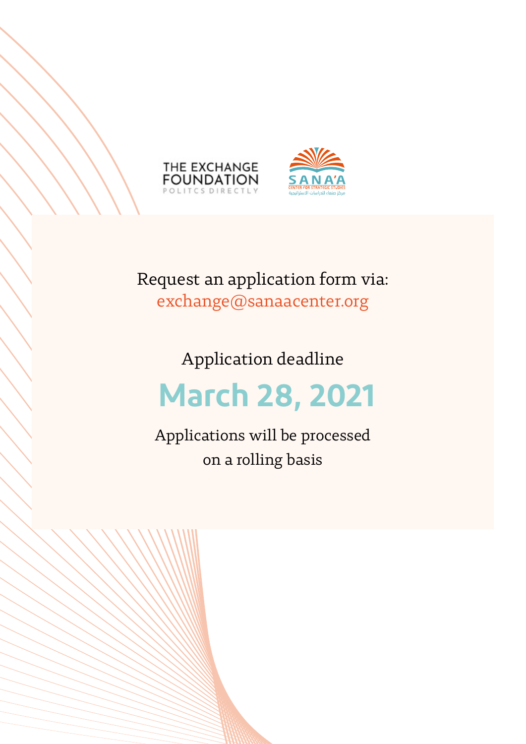THE EXCHANGE FOUNDATION
POLITCS DIRECTLY

SANA'A
CENTER FOR STRATEGIC STUDIES
مركز صنعاء للدراسات الاستراتيجية

Request an application form via:
exchange@sanaacenter.org

Application deadline

# March 28, 2021

Applications will be processed
on a rolling basis